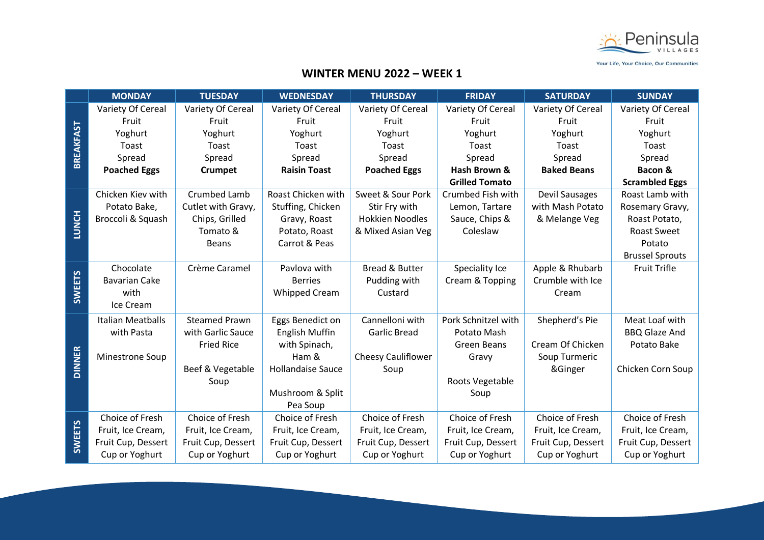Peninsula VILLAGES

Your Life, Your Choice, Our Communities

## WINTER MENU 2022 – WEEK 1

| | MONDAY | TUESDAY | WEDNESDAY | THURSDAY | FRIDAY | SATURDAY | SUNDAY |
|---|---|---|---|---|---|---|---|
| BREAKFAST | Variety Of Cereal<br>Fruit<br>Yoghurt<br>Toast<br>Spread<br>**Poached Eggs** | Variety Of Cereal<br>Fruit<br>Yoghurt<br>Toast<br>Spread<br>**Crumpet** | Variety Of Cereal<br>Fruit<br>Yoghurt<br>Toast<br>Spread<br>**Raisin Toast** | Variety Of Cereal<br>Fruit<br>Yoghurt<br>Toast<br>Spread<br>**Poached Eggs** | Variety Of Cereal<br>Fruit<br>Yoghurt<br>Toast<br>Spread<br>**Hash Brown & Grilled Tomato** | Variety Of Cereal<br>Fruit<br>Yoghurt<br>Toast<br>Spread<br>**Baked Beans** | Variety Of Cereal<br>Fruit<br>Yoghurt<br>Toast<br>Spread<br>**Bacon & Scrambled Eggs** |
| LUNCH | Chicken Kiev with Potato Bake, Broccoli & Squash | Crumbed Lamb Cutlet with Gravy, Chips, Grilled Tomato & Beans | Roast Chicken with Stuffing, Chicken Gravy, Roast Potato, Roast Carrot & Peas | Sweet & Sour Pork Stir Fry with Hokkien Noodles & Mixed Asian Veg | Crumbed Fish with Lemon, Tartare Sauce, Chips & Coleslaw | Devil Sausages with Mash Potato & Melange Veg | Roast Lamb with Rosemary Gravy, Roast Potato, Roast Sweet Potato<br>Brussel Sprouts |
| SWEETS | Chocolate Bavarian Cake with<br>Ice Cream | Crème Caramel | Pavlova with Berries Whipped Cream | Bread & Butter Pudding with Custard | Speciality Ice Cream & Topping | Apple & Rhubarb Crumble with Ice Cream | Fruit Trifle |
| DINNER | Italian Meatballs with Pasta<br><br>Minestrone Soup | Steamed Prawn with Garlic Sauce Fried Rice<br><br>Beef & Vegetable Soup | Eggs Benedict on English Muffin with Spinach, Ham & Hollandaise Sauce<br><br>Mushroom & Split Pea Soup | Cannelloni with Garlic Bread<br><br>Cheesy Cauliflower Soup | Pork Schnitzel with Potato Mash Green Beans Gravy<br><br>Roots Vegetable Soup | Shepherd's Pie<br><br>Cream Of Chicken Soup Turmeric &Ginger | Meat Loaf with BBQ Glaze And Potato Bake<br><br>Chicken Corn Soup |
| SWEETS | Choice of Fresh Fruit, Ice Cream, Fruit Cup, Dessert Cup or Yoghurt | Choice of Fresh Fruit, Ice Cream, Fruit Cup, Dessert Cup or Yoghurt | Choice of Fresh Fruit, Ice Cream, Fruit Cup, Dessert Cup or Yoghurt | Choice of Fresh Fruit, Ice Cream, Fruit Cup, Dessert Cup or Yoghurt | Choice of Fresh Fruit, Ice Cream, Fruit Cup, Dessert Cup or Yoghurt | Choice of Fresh Fruit, Ice Cream, Fruit Cup, Dessert Cup or Yoghurt | Choice of Fresh Fruit, Ice Cream, Fruit Cup, Dessert Cup or Yoghurt |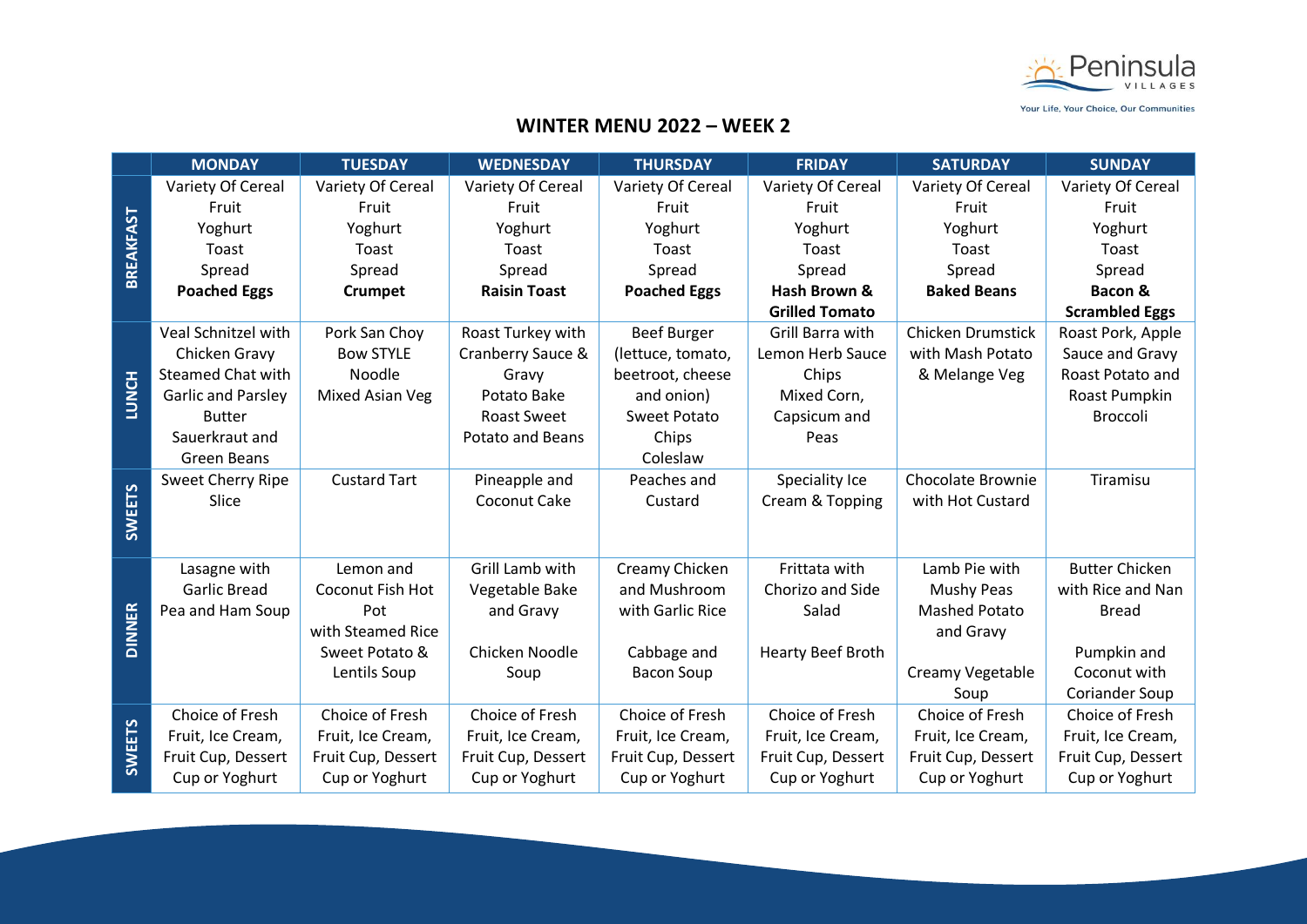# WINTER MENU 2022 – WEEK 2

| | MONDAY | TUESDAY | WEDNESDAY | THURSDAY | FRIDAY | SATURDAY | SUNDAY |
|---|---|---|---|---|---|---|---|
| **BREAKFAST** | Variety Of Cereal<br>Fruit<br>Yoghurt<br>Toast<br>Spread<br>**Poached Eggs** | Variety Of Cereal<br>Fruit<br>Yoghurt<br>Toast<br>Spread<br>**Crumpet** | Variety Of Cereal<br>Fruit<br>Yoghurt<br>Toast<br>Spread<br>**Raisin Toast** | Variety Of Cereal<br>Fruit<br>Yoghurt<br>Toast<br>Spread<br>**Poached Eggs** | Variety Of Cereal<br>Fruit<br>Yoghurt<br>Toast<br>Spread<br>**Hash Brown & Grilled Tomato** | Variety Of Cereal<br>Fruit<br>Yoghurt<br>Toast<br>Spread<br>**Baked Beans** | Variety Of Cereal<br>Fruit<br>Yoghurt<br>Toast<br>Spread<br>**Bacon & Scrambled Eggs** |
| **LUNCH** | Veal Schnitzel with Chicken Gravy<br>Steamed Chat with Garlic and Parsley Butter<br>Sauerkraut and Green Beans | Pork San Choy Bow STYLE<br>Noodle<br>Mixed Asian Veg | Roast Turkey with Cranberry Sauce & Gravy<br>Potato Bake<br>Roast Sweet Potato and Beans | Beef Burger (lettuce, tomato, beetroot, cheese and onion)<br>Sweet Potato Chips<br>Coleslaw | Grill Barra with Lemon Herb Sauce<br>Chips<br>Mixed Corn, Capsicum and Peas | Chicken Drumstick with Mash Potato & Melange Veg | Roast Pork, Apple Sauce and Gravy<br>Roast Potato and Roast Pumpkin<br>Broccoli |
| **SWEETS** | Sweet Cherry Ripe Slice | Custard Tart | Pineapple and Coconut Cake | Peaches and Custard | Speciality Ice Cream & Topping | Chocolate Brownie with Hot Custard | Tiramisu |
| **DINNER** | Lasagne with Garlic Bread<br>Pea and Ham Soup | Lemon and Coconut Fish Hot Pot with Steamed Rice<br>Sweet Potato & Lentils Soup | Grill Lamb with Vegetable Bake and Gravy<br><br>Chicken Noodle Soup | Creamy Chicken and Mushroom with Garlic Rice<br><br>Cabbage and Bacon Soup | Frittata with Chorizo and Side Salad<br><br>Hearty Beef Broth | Lamb Pie with Mushy Peas<br>Mashed Potato and Gravy<br><br>Creamy Vegetable Soup | Butter Chicken with Rice and Nan Bread<br><br>Pumpkin and Coconut with Coriander Soup |
| **SWEETS** | Choice of Fresh Fruit, Ice Cream, Fruit Cup, Dessert Cup or Yoghurt | Choice of Fresh Fruit, Ice Cream, Fruit Cup, Dessert Cup or Yoghurt | Choice of Fresh Fruit, Ice Cream, Fruit Cup, Dessert Cup or Yoghurt | Choice of Fresh Fruit, Ice Cream, Fruit Cup, Dessert Cup or Yoghurt | Choice of Fresh Fruit, Ice Cream, Fruit Cup, Dessert Cup or Yoghurt | Choice of Fresh Fruit, Ice Cream, Fruit Cup, Dessert Cup or Yoghurt | Choice of Fresh Fruit, Ice Cream, Fruit Cup, Dessert Cup or Yoghurt |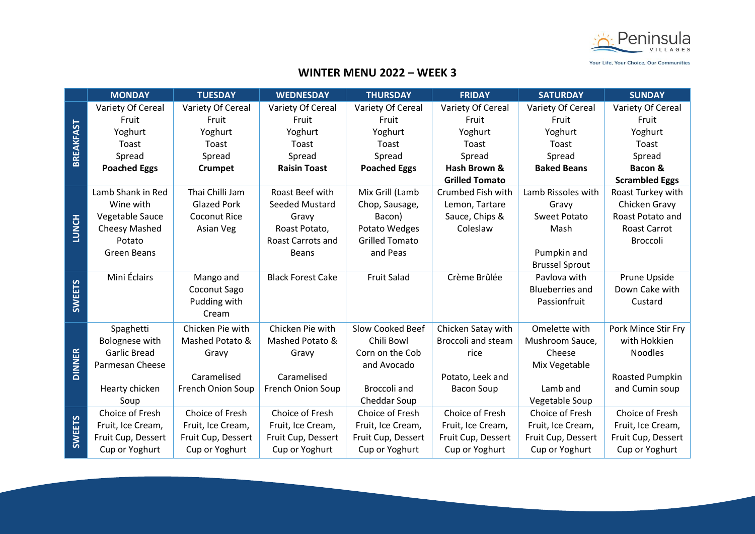Peninsula VILLAGES

Your Life, Your Choice, Our Communities

# WINTER MENU 2022 – WEEK 3

| | MONDAY | TUESDAY | WEDNESDAY | THURSDAY | FRIDAY | SATURDAY | SUNDAY |
|---|---|---|---|---|---|---|---|
| **BREAKFAST** | Variety Of Cereal<br>Fruit<br>Yoghurt<br>Toast<br>Spread<br>**Poached Eggs** | Variety Of Cereal<br>Fruit<br>Yoghurt<br>Toast<br>Spread<br>**Crumpet** | Variety Of Cereal<br>Fruit<br>Yoghurt<br>Toast<br>Spread<br>**Raisin Toast** | Variety Of Cereal<br>Fruit<br>Yoghurt<br>Toast<br>Spread<br>**Poached Eggs** | Variety Of Cereal<br>Fruit<br>Yoghurt<br>Toast<br>Spread<br>**Hash Brown & Grilled Tomato** | Variety Of Cereal<br>Fruit<br>Yoghurt<br>Toast<br>Spread<br>**Baked Beans** | Variety Of Cereal<br>Fruit<br>Yoghurt<br>Toast<br>Spread<br>**Bacon & Scrambled Eggs** |
| **LUNCH** | Lamb Shank in Red Wine with Vegetable Sauce<br>Cheesy Mashed Potato<br>Green Beans | Thai Chilli Jam Glazed Pork<br>Coconut Rice<br>Asian Veg | Roast Beef with Seeded Mustard Gravy<br>Roast Potato, Roast Carrots and Beans | Mix Grill (Lamb Chop, Sausage, Bacon)<br>Potato Wedges<br>Grilled Tomato and Peas | Crumbed Fish with Lemon, Tartare Sauce, Chips & Coleslaw | Lamb Rissoles with Gravy<br>Sweet Potato Mash<br><br>Pumpkin and Brussel Sprout | Roast Turkey with Chicken Gravy<br>Roast Potato and Roast Carrot<br>Broccoli |
| **SWEETS** | Mini Éclairs | Mango and Coconut Sago Pudding with Cream | Black Forest Cake | Fruit Salad | Crème Brûlée | Pavlova with Blueberries and Passionfruit | Prune Upside Down Cake with Custard |
| **DINNER** | Spaghetti Bolognese with Garlic Bread<br>Parmesan Cheese<br><br>Hearty chicken Soup | Chicken Pie with Mashed Potato & Gravy<br><br>Caramelised French Onion Soup | Chicken Pie with Mashed Potato & Gravy<br><br>Caramelised French Onion Soup | Slow Cooked Beef Chili Bowl<br>Corn on the Cob and Avocado<br><br>Broccoli and Cheddar Soup | Chicken Satay with Broccoli and steam rice<br><br>Potato, Leek and Bacon Soup | Omelette with Mushroom Sauce, Cheese<br>Mix Vegetable<br><br>Lamb and Vegetable Soup | Pork Mince Stir Fry with Hokkien Noodles<br><br>Roasted Pumpkin and Cumin soup |
| **SWEETS** | Choice of Fresh Fruit, Ice Cream, Fruit Cup, Dessert Cup or Yoghurt | Choice of Fresh Fruit, Ice Cream, Fruit Cup, Dessert Cup or Yoghurt | Choice of Fresh Fruit, Ice Cream, Fruit Cup, Dessert Cup or Yoghurt | Choice of Fresh Fruit, Ice Cream, Fruit Cup, Dessert Cup or Yoghurt | Choice of Fresh Fruit, Ice Cream, Fruit Cup, Dessert Cup or Yoghurt | Choice of Fresh Fruit, Ice Cream, Fruit Cup, Dessert Cup or Yoghurt | Choice of Fresh Fruit, Ice Cream, Fruit Cup, Dessert Cup or Yoghurt |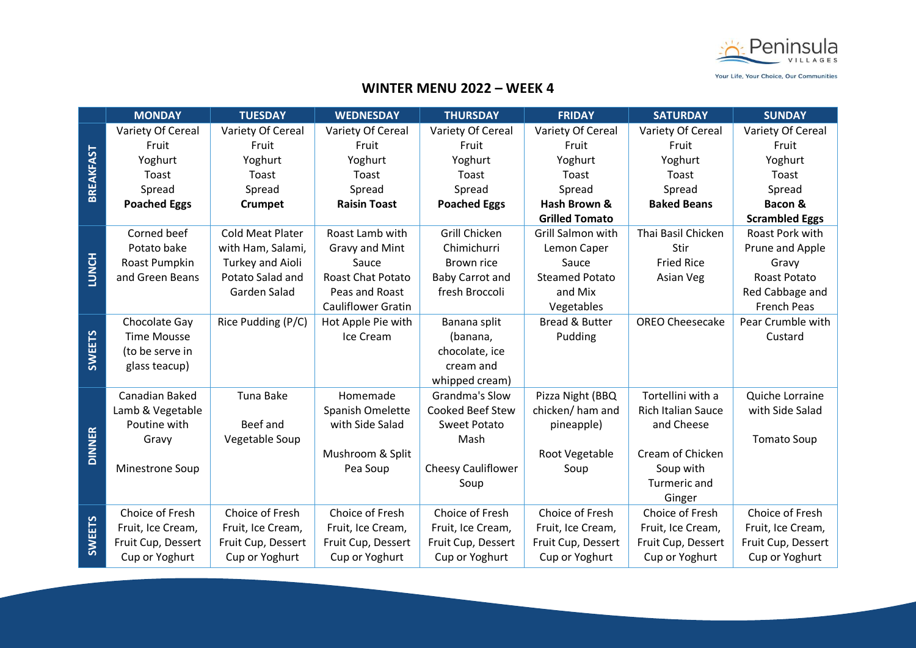Peninsula VILLAGES

Your Life, Your Choice, Our Communities

# WINTER MENU 2022 – WEEK 4

| | MONDAY | TUESDAY | WEDNESDAY | THURSDAY | FRIDAY | SATURDAY | SUNDAY |
|---|---|---|---|---|---|---|---|
| BREAKFAST | Variety Of Cereal Fruit Yoghurt Toast Spread **Poached Eggs** | Variety Of Cereal Fruit Yoghurt Toast Spread **Crumpet** | Variety Of Cereal Fruit Yoghurt Toast Spread **Raisin Toast** | Variety Of Cereal Fruit Yoghurt Toast Spread **Poached Eggs** | Variety Of Cereal Fruit Yoghurt Toast Spread **Hash Brown & Grilled Tomato** | Variety Of Cereal Fruit Yoghurt Toast Spread **Baked Beans** | Variety Of Cereal Fruit Yoghurt Toast Spread **Bacon & Scrambled Eggs** |
| LUNCH | Corned beef Potato bake Roast Pumpkin and Green Beans | Cold Meat Plater with Ham, Salami, Turkey and Aioli Potato Salad and Garden Salad | Roast Lamb with Gravy and Mint Sauce Roast Chat Potato Peas and Roast Cauliflower Gratin | Grill Chicken Chimichurri Brown rice Baby Carrot and fresh Broccoli | Grill Salmon with Lemon Caper Sauce Steamed Potato and Mix Vegetables | Thai Basil Chicken Stir Fried Rice Asian Veg | Roast Pork with Prune and Apple Gravy Roast Potato Red Cabbage and French Peas |
| SWEETS | Chocolate Gay Time Mousse (to be serve in glass teacup) | Rice Pudding (P/C) | Hot Apple Pie with Ice Cream | Banana split (banana, chocolate, ice cream and whipped cream) | Bread & Butter Pudding | OREO Cheesecake | Pear Crumble with Custard |
| DINNER | Canadian Baked Lamb & Vegetable Poutine with Gravy<br><br>Minestrone Soup | Tuna Bake<br><br>Beef and Vegetable Soup | Homemade Spanish Omelette with Side Salad<br><br>Mushroom & Split Pea Soup | Grandma's Slow Cooked Beef Stew Sweet Potato Mash<br><br>Cheesy Cauliflower Soup | Pizza Night (BBQ chicken/ ham and pineapple)<br><br>Root Vegetable Soup | Tortellini with a Rich Italian Sauce and Cheese<br><br>Cream of Chicken Soup with Turmeric and Ginger | Quiche Lorraine with Side Salad<br><br>Tomato Soup |
| SWEETS | Choice of Fresh Fruit, Ice Cream, Fruit Cup, Dessert Cup or Yoghurt | Choice of Fresh Fruit, Ice Cream, Fruit Cup, Dessert Cup or Yoghurt | Choice of Fresh Fruit, Ice Cream, Fruit Cup, Dessert Cup or Yoghurt | Choice of Fresh Fruit, Ice Cream, Fruit Cup, Dessert Cup or Yoghurt | Choice of Fresh Fruit, Ice Cream, Fruit Cup, Dessert Cup or Yoghurt | Choice of Fresh Fruit, Ice Cream, Fruit Cup, Dessert Cup or Yoghurt | Choice of Fresh Fruit, Ice Cream, Fruit Cup, Dessert Cup or Yoghurt |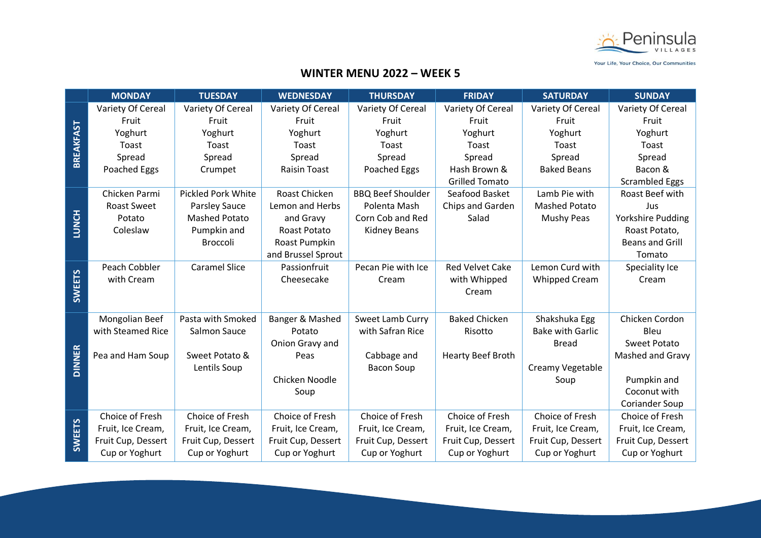Peninsula VILLAGES

Your Life, Your Choice, Our Communities

# WINTER MENU 2022 – WEEK 5

| | MONDAY | TUESDAY | WEDNESDAY | THURSDAY | FRIDAY | SATURDAY | SUNDAY |
|---|---|---|---|---|---|---|---|
| **BREAKFAST** | Variety Of Cereal<br>Fruit<br>Yoghurt<br>Toast<br>Spread<br>Poached Eggs | Variety Of Cereal<br>Fruit<br>Yoghurt<br>Toast<br>Spread<br>Crumpet | Variety Of Cereal<br>Fruit<br>Yoghurt<br>Toast<br>Spread<br>Raisin Toast | Variety Of Cereal<br>Fruit<br>Yoghurt<br>Toast<br>Spread<br>Poached Eggs | Variety Of Cereal<br>Fruit<br>Yoghurt<br>Toast<br>Spread<br>Hash Brown & Grilled Tomato | Variety Of Cereal<br>Fruit<br>Yoghurt<br>Toast<br>Spread<br>Baked Beans | Variety Of Cereal<br>Fruit<br>Yoghurt<br>Toast<br>Spread<br>Bacon & Scrambled Eggs |
| **LUNCH** | Chicken Parmi<br>Roast Sweet Potato<br>Coleslaw | Pickled Pork White Parsley Sauce<br>Mashed Potato<br>Pumpkin and Broccoli | Roast Chicken Lemon and Herbs and Gravy<br>Roast Potato<br>Roast Pumpkin and Brussel Sprout | BBQ Beef Shoulder<br>Polenta Mash<br>Corn Cob and Red Kidney Beans | Seafood Basket<br>Chips and Garden Salad | Lamb Pie with Mashed Potato<br>Mushy Peas | Roast Beef with Jus<br>Yorkshire Pudding<br>Roast Potato, Beans and Grill Tomato |
| **SWEETS** | Peach Cobbler with Cream | Caramel Slice | Passionfruit Cheesecake | Pecan Pie with Ice Cream | Red Velvet Cake with Whipped Cream | Lemon Curd with Whipped Cream | Speciality Ice Cream |
| **DINNER** | Mongolian Beef with Steamed Rice<br><br>Pea and Ham Soup | Pasta with Smoked Salmon Sauce<br><br>Sweet Potato & Lentils Soup | Banger & Mashed Potato<br>Onion Gravy and Peas<br><br>Chicken Noodle Soup | Sweet Lamb Curry with Safran Rice<br><br>Cabbage and Bacon Soup | Baked Chicken Risotto<br><br>Hearty Beef Broth | Shakshuka Egg Bake with Garlic Bread<br><br>Creamy Vegetable Soup | Chicken Cordon Bleu<br>Sweet Potato Mashed and Gravy<br><br>Pumpkin and Coconut with Coriander Soup |
| **SWEETS** | Choice of Fresh Fruit, Ice Cream, Fruit Cup, Dessert Cup or Yoghurt | Choice of Fresh Fruit, Ice Cream, Fruit Cup, Dessert Cup or Yoghurt | Choice of Fresh Fruit, Ice Cream, Fruit Cup, Dessert Cup or Yoghurt | Choice of Fresh Fruit, Ice Cream, Fruit Cup, Dessert Cup or Yoghurt | Choice of Fresh Fruit, Ice Cream, Fruit Cup, Dessert Cup or Yoghurt | Choice of Fresh Fruit, Ice Cream, Fruit Cup, Dessert Cup or Yoghurt | Choice of Fresh Fruit, Ice Cream, Fruit Cup, Dessert Cup or Yoghurt |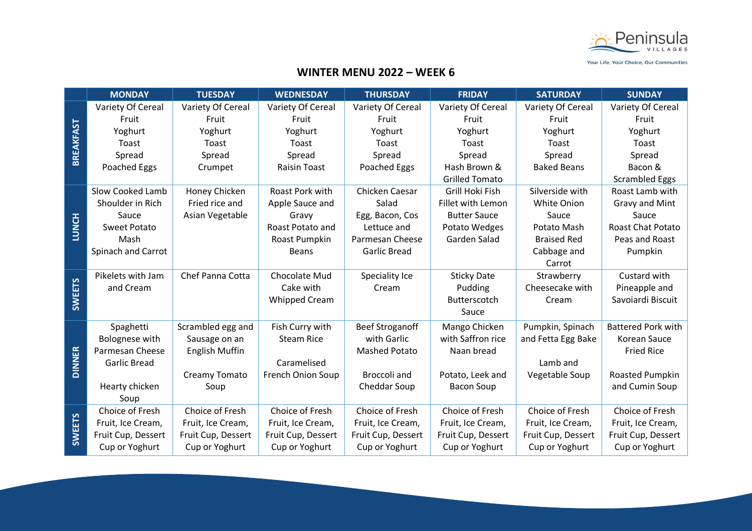Peninsula VILLAGES

Your Life, Your Choice, Our Communities

# WINTER MENU 2022 – WEEK 6

| | MONDAY | TUESDAY | WEDNESDAY | THURSDAY | FRIDAY | SATURDAY | SUNDAY |
|---|---|---|---|---|---|---|---|
| BREAKFAST | Variety Of Cereal<br>Fruit<br>Yoghurt<br>Toast<br>Spread<br>Poached Eggs | Variety Of Cereal<br>Fruit<br>Yoghurt<br>Toast<br>Spread<br>Crumpet | Variety Of Cereal<br>Fruit<br>Yoghurt<br>Toast<br>Spread<br>Raisin Toast | Variety Of Cereal<br>Fruit<br>Yoghurt<br>Toast<br>Spread<br>Poached Eggs | Variety Of Cereal<br>Fruit<br>Yoghurt<br>Toast<br>Spread<br>Hash Brown & Grilled Tomato | Variety Of Cereal<br>Fruit<br>Yoghurt<br>Toast<br>Spread<br>Baked Beans | Variety Of Cereal<br>Fruit<br>Yoghurt<br>Toast<br>Spread<br>Bacon & Scrambled Eggs |
| LUNCH | Slow Cooked Lamb Shoulder in Rich Sauce<br>Sweet Potato Mash<br>Spinach and Carrot | Honey Chicken Fried rice and Asian Vegetable | Roast Pork with Apple Sauce and Gravy<br>Roast Potato and Roast Pumpkin<br>Beans | Chicken Caesar Salad<br>Egg, Bacon, Cos Lettuce and Parmesan Cheese<br>Garlic Bread | Grill Hoki Fish Fillet with Lemon Butter Sauce<br>Potato Wedges<br>Garden Salad | Silverside with White Onion Sauce<br>Potato Mash<br>Braised Red Cabbage and Carrot | Roast Lamb with Gravy and Mint Sauce<br>Roast Chat Potato<br>Peas and Roast Pumpkin |
| SWEETS | Pikelets with Jam and Cream | Chef Panna Cotta | Chocolate Mud Cake with Whipped Cream | Speciality Ice Cream | Sticky Date Pudding Butterscotch Sauce | Strawberry Cheesecake with Cream | Custard with Pineapple and Savoiardi Biscuit |
| DINNER | Spaghetti Bolognese with Parmesan Cheese<br>Garlic Bread<br><br>Hearty chicken Soup | Scrambled egg and Sausage on an English Muffin<br><br>Creamy Tomato Soup | Fish Curry with Steam Rice<br><br>Caramelised French Onion Soup | Beef Stroganoff with Garlic Mashed Potato<br><br>Broccoli and Cheddar Soup | Mango Chicken with Saffron rice<br>Naan bread<br><br>Potato, Leek and Bacon Soup | Pumpkin, Spinach and Fetta Egg Bake<br><br>Lamb and Vegetable Soup | Battered Pork with Korean Sauce<br>Fried Rice<br><br>Roasted Pumpkin and Cumin Soup |
| SWEETS | Choice of Fresh Fruit, Ice Cream, Fruit Cup, Dessert Cup or Yoghurt | Choice of Fresh Fruit, Ice Cream, Fruit Cup, Dessert Cup or Yoghurt | Choice of Fresh Fruit, Ice Cream, Fruit Cup, Dessert Cup or Yoghurt | Choice of Fresh Fruit, Ice Cream, Fruit Cup, Dessert Cup or Yoghurt | Choice of Fresh Fruit, Ice Cream, Fruit Cup, Dessert Cup or Yoghurt | Choice of Fresh Fruit, Ice Cream, Fruit Cup, Dessert Cup or Yoghurt | Choice of Fresh Fruit, Ice Cream, Fruit Cup, Dessert Cup or Yoghurt |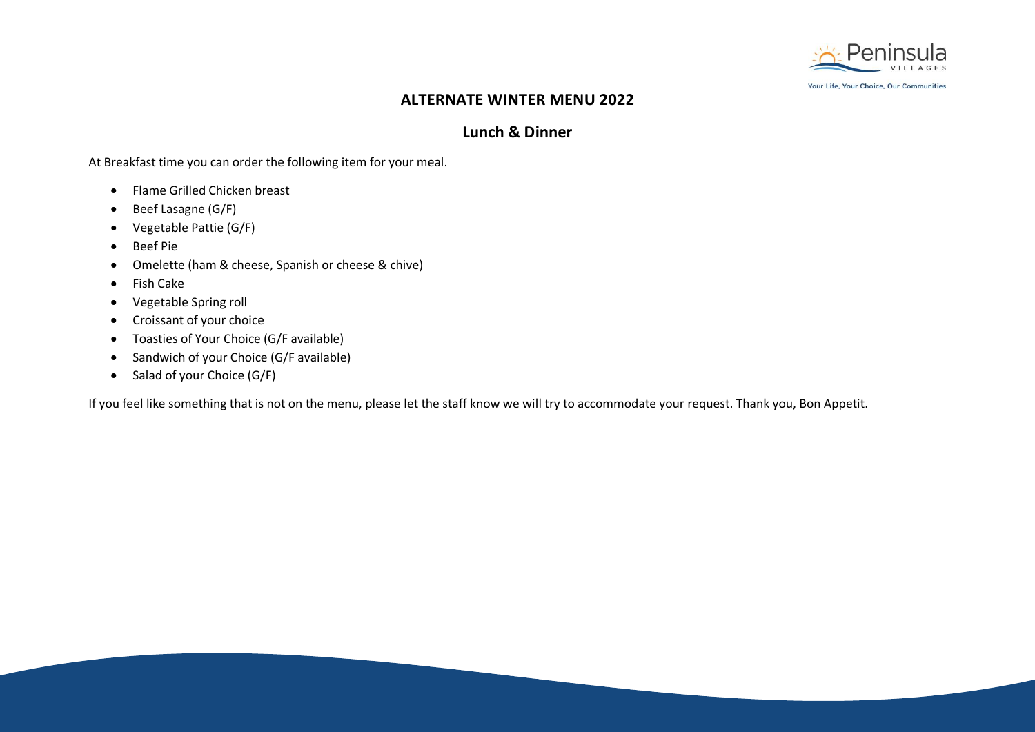# ALTERNATE WINTER MENU 2022

## Lunch & Dinner

At Breakfast time you can order the following item for your meal.

- Flame Grilled Chicken breast
- Beef Lasagne (G/F)
- Vegetable Pattie (G/F)
- Beef Pie
- Omelette (ham & cheese, Spanish or cheese & chive)
- Fish Cake
- Vegetable Spring roll
- Croissant of your choice
- Toasties of Your Choice (G/F available)
- Sandwich of your Choice (G/F available)
- Salad of your Choice (G/F)

If you feel like something that is not on the menu, please let the staff know we will try to accommodate your request. Thank you, Bon Appetit.